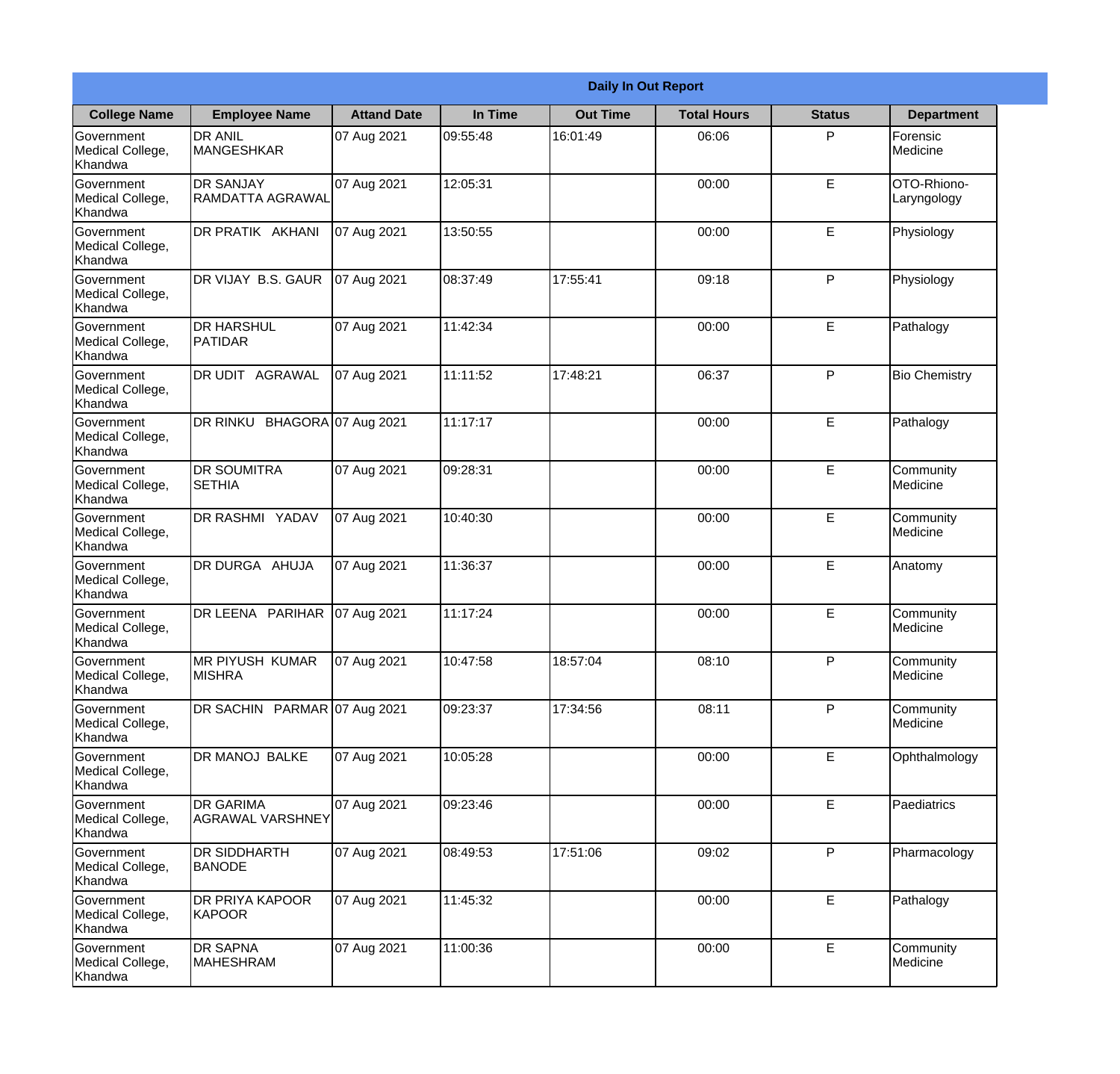| Daily In Out Report | | | | | | | |
|---|---|---|---|---|---|---|---|
| **College Name** | **Employee Name** | **Attand Date** | **In Time** | **Out Time** | **Total Hours** | **Status** | **Department** |
| Government Medical College, Khandwa | DR ANIL MANGESHKAR | 07 Aug 2021 | 09:55:48 | 16:01:49 | 06:06 | P | Forensic Medicine |
| Government Medical College, Khandwa | DR SANJAY RAMDATTA AGRAWAL | 07 Aug 2021 | 12:05:31 | | 00:00 | E | OTO-Rhiono-Laryngology |
| Government Medical College, Khandwa | DR PRATIK AKHANI | 07 Aug 2021 | 13:50:55 | | 00:00 | E | Physiology |
| Government Medical College, Khandwa | DR VIJAY B.S. GAUR | 07 Aug 2021 | 08:37:49 | 17:55:41 | 09:18 | P | Physiology |
| Government Medical College, Khandwa | DR HARSHUL PATIDAR | 07 Aug 2021 | 11:42:34 | | 00:00 | E | Pathalogy |
| Government Medical College, Khandwa | DR UDIT AGRAWAL | 07 Aug 2021 | 11:11:52 | 17:48:21 | 06:37 | P | Bio Chemistry |
| Government Medical College, Khandwa | DR RINKU BHAGORA | 07 Aug 2021 | 11:17:17 | | 00:00 | E | Pathalogy |
| Government Medical College, Khandwa | DR SOUMITRA SETHIA | 07 Aug 2021 | 09:28:31 | | 00:00 | E | Community Medicine |
| Government Medical College, Khandwa | DR RASHMI YADAV | 07 Aug 2021 | 10:40:30 | | 00:00 | E | Community Medicine |
| Government Medical College, Khandwa | DR DURGA AHUJA | 07 Aug 2021 | 11:36:37 | | 00:00 | E | Anatomy |
| Government Medical College, Khandwa | DR LEENA PARIHAR | 07 Aug 2021 | 11:17:24 | | 00:00 | E | Community Medicine |
| Government Medical College, Khandwa | MR PIYUSH KUMAR MISHRA | 07 Aug 2021 | 10:47:58 | 18:57:04 | 08:10 | P | Community Medicine |
| Government Medical College, Khandwa | DR SACHIN PARMAR | 07 Aug 2021 | 09:23:37 | 17:34:56 | 08:11 | P | Community Medicine |
| Government Medical College, Khandwa | DR MANOJ BALKE | 07 Aug 2021 | 10:05:28 | | 00:00 | E | Ophthalmology |
| Government Medical College, Khandwa | DR GARIMA AGRAWAL VARSHNEY | 07 Aug 2021 | 09:23:46 | | 00:00 | E | Paediatrics |
| Government Medical College, Khandwa | DR SIDDHARTH BANODE | 07 Aug 2021 | 08:49:53 | 17:51:06 | 09:02 | P | Pharmacology |
| Government Medical College, Khandwa | DR PRIYA KAPOOR KAPOOR | 07 Aug 2021 | 11:45:32 | | 00:00 | E | Pathalogy |
| Government Medical College, Khandwa | DR SAPNA MAHESHRAM | 07 Aug 2021 | 11:00:36 | | 00:00 | E | Community Medicine |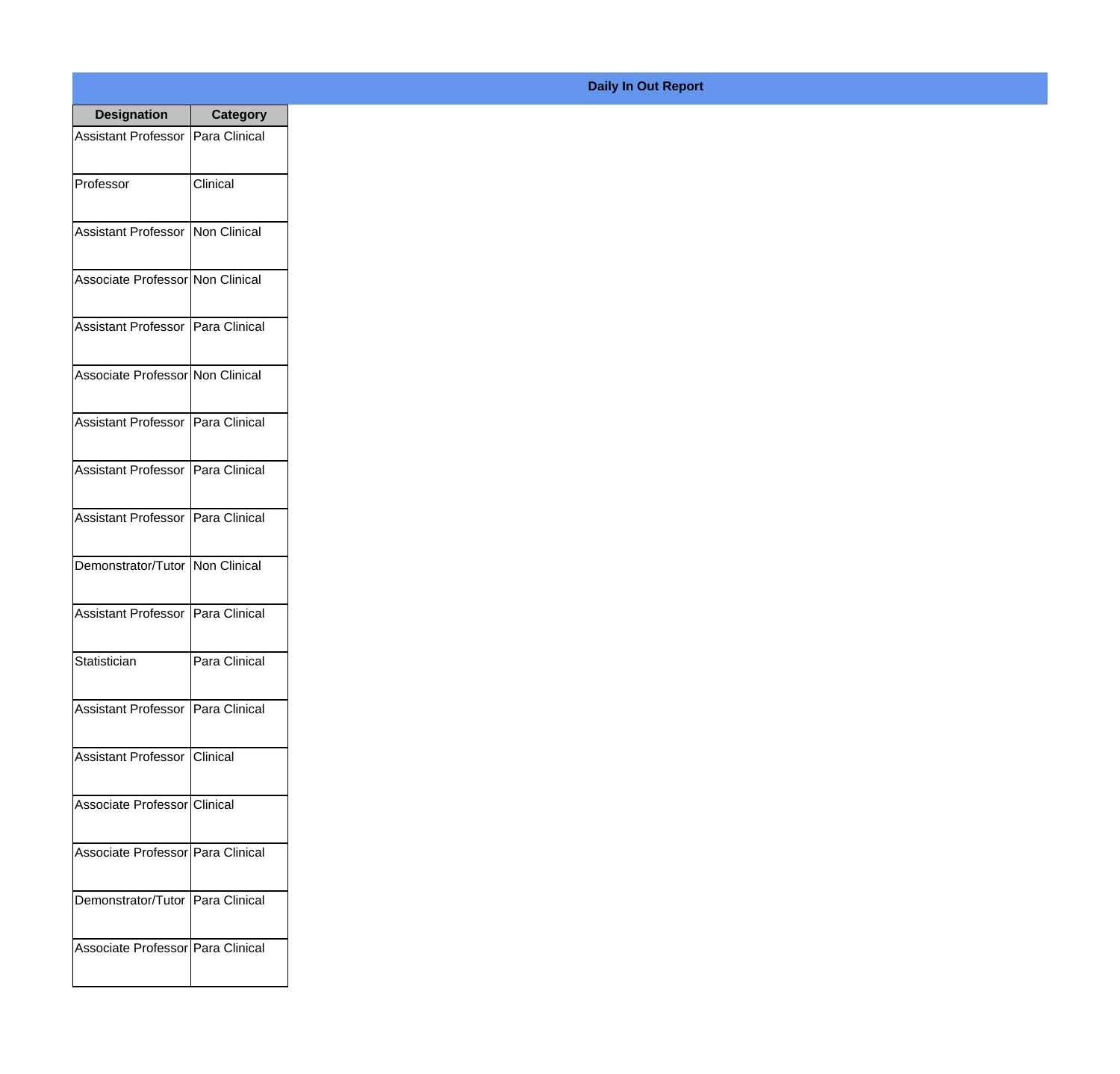**Daily In Out Report**

| Designation | Category |
| --- | --- |
| Assistant Professor | Para Clinical |
| Professor | Clinical |
| Assistant Professor | Non Clinical |
| Associate Professor | Non Clinical |
| Assistant Professor | Para Clinical |
| Associate Professor | Non Clinical |
| Assistant Professor | Para Clinical |
| Assistant Professor | Para Clinical |
| Assistant Professor | Para Clinical |
| Demonstrator/Tutor | Non Clinical |
| Assistant Professor | Para Clinical |
| Statistician | Para Clinical |
| Assistant Professor | Para Clinical |
| Assistant Professor | Clinical |
| Associate Professor | Clinical |
| Associate Professor | Para Clinical |
| Demonstrator/Tutor | Para Clinical |
| Associate Professor | Para Clinical |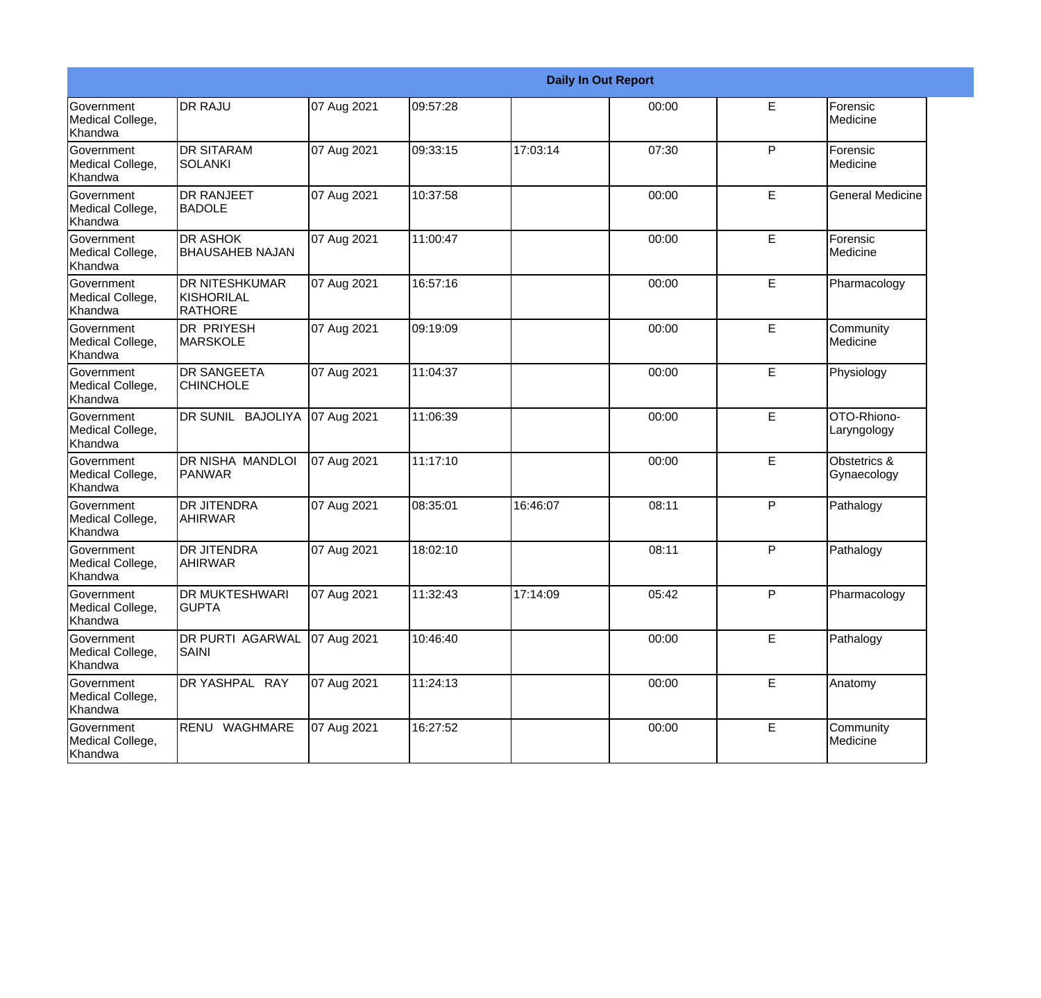| Daily In Out Report | | | | | | | |
|---|---|---|---|---|---|---|---|
| Government Medical College, Khandwa | DR RAJU | 07 Aug 2021 | 09:57:28 | | 00:00 | E | Forensic Medicine |
| Government Medical College, Khandwa | DR SITARAM SOLANKI | 07 Aug 2021 | 09:33:15 | 17:03:14 | 07:30 | P | Forensic Medicine |
| Government Medical College, Khandwa | DR RANJEET BADOLE | 07 Aug 2021 | 10:37:58 | | 00:00 | E | General Medicine |
| Government Medical College, Khandwa | DR ASHOK BHAUSAHEB NAJAN | 07 Aug 2021 | 11:00:47 | | 00:00 | E | Forensic Medicine |
| Government Medical College, Khandwa | DR NITESHKUMAR KISHORILAL RATHORE | 07 Aug 2021 | 16:57:16 | | 00:00 | E | Pharmacology |
| Government Medical College, Khandwa | DR PRIYESH MARSKOLE | 07 Aug 2021 | 09:19:09 | | 00:00 | E | Community Medicine |
| Government Medical College, Khandwa | DR SANGEETA CHINCHOLE | 07 Aug 2021 | 11:04:37 | | 00:00 | E | Physiology |
| Government Medical College, Khandwa | DR SUNIL BAJOLIYA | 07 Aug 2021 | 11:06:39 | | 00:00 | E | OTO-Rhiono-Laryngology |
| Government Medical College, Khandwa | DR NISHA MANDLOI PANWAR | 07 Aug 2021 | 11:17:10 | | 00:00 | E | Obstetrics & Gynaecology |
| Government Medical College, Khandwa | DR JITENDRA AHIRWAR | 07 Aug 2021 | 08:35:01 | 16:46:07 | 08:11 | P | Pathalogy |
| Government Medical College, Khandwa | DR JITENDRA AHIRWAR | 07 Aug 2021 | 18:02:10 | | 08:11 | P | Pathalogy |
| Government Medical College, Khandwa | DR MUKTESHWARI GUPTA | 07 Aug 2021 | 11:32:43 | 17:14:09 | 05:42 | P | Pharmacology |
| Government Medical College, Khandwa | DR PURTI AGARWAL SAINI | 07 Aug 2021 | 10:46:40 | | 00:00 | E | Pathalogy |
| Government Medical College, Khandwa | DR YASHPAL RAY | 07 Aug 2021 | 11:24:13 | | 00:00 | E | Anatomy |
| Government Medical College, Khandwa | RENU WAGHMARE | 07 Aug 2021 | 16:27:52 | | 00:00 | E | Community Medicine |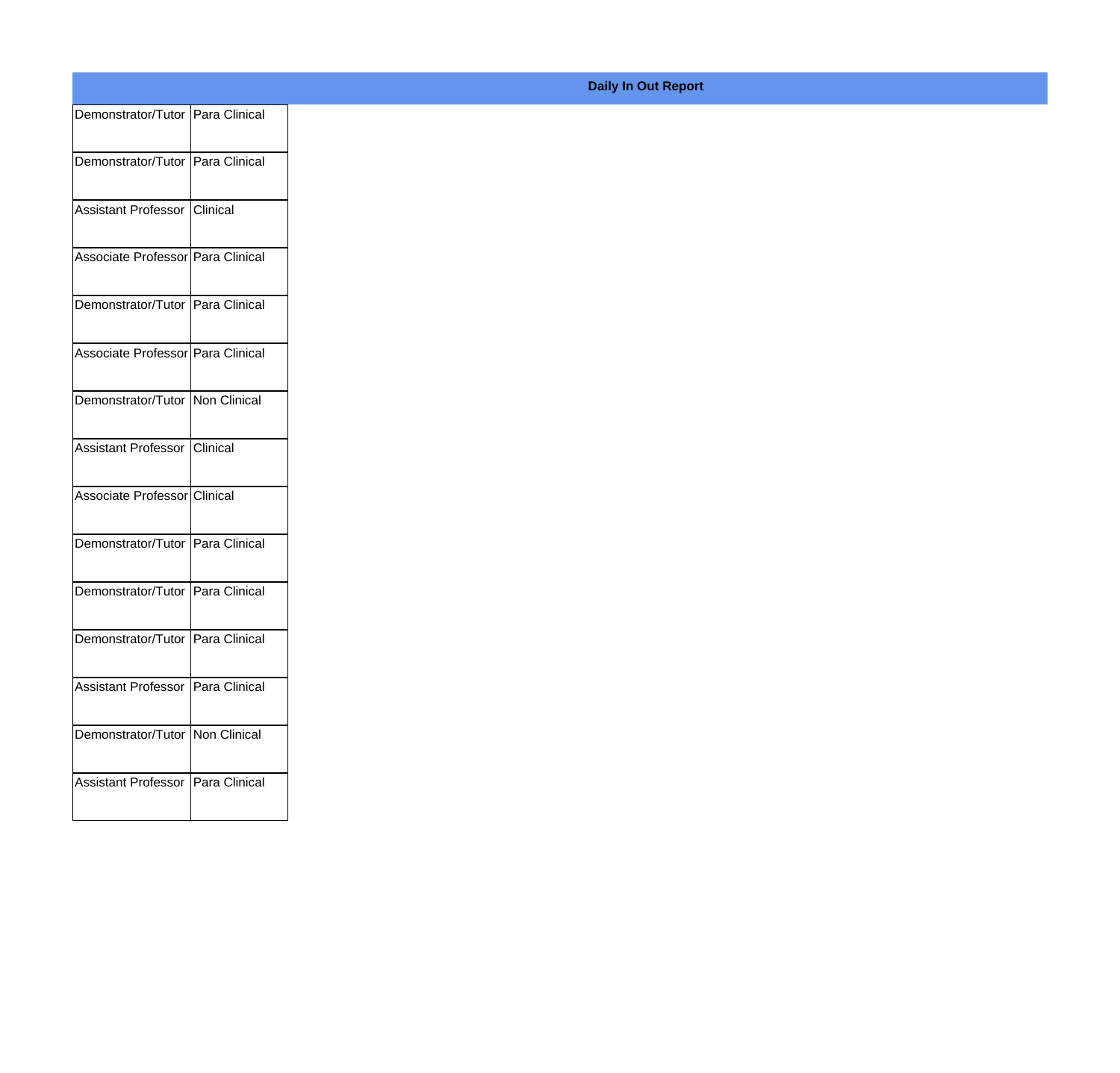**Daily In Out Report**

| | |
|---|---|
| Demonstrator/Tutor | Para Clinical |
| Demonstrator/Tutor | Para Clinical |
| Assistant Professor | Clinical |
| Associate Professor | Para Clinical |
| Demonstrator/Tutor | Para Clinical |
| Associate Professor | Para Clinical |
| Demonstrator/Tutor | Non Clinical |
| Assistant Professor | Clinical |
| Associate Professor | Clinical |
| Demonstrator/Tutor | Para Clinical |
| Demonstrator/Tutor | Para Clinical |
| Demonstrator/Tutor | Para Clinical |
| Assistant Professor | Para Clinical |
| Demonstrator/Tutor | Non Clinical |
| Assistant Professor | Para Clinical |